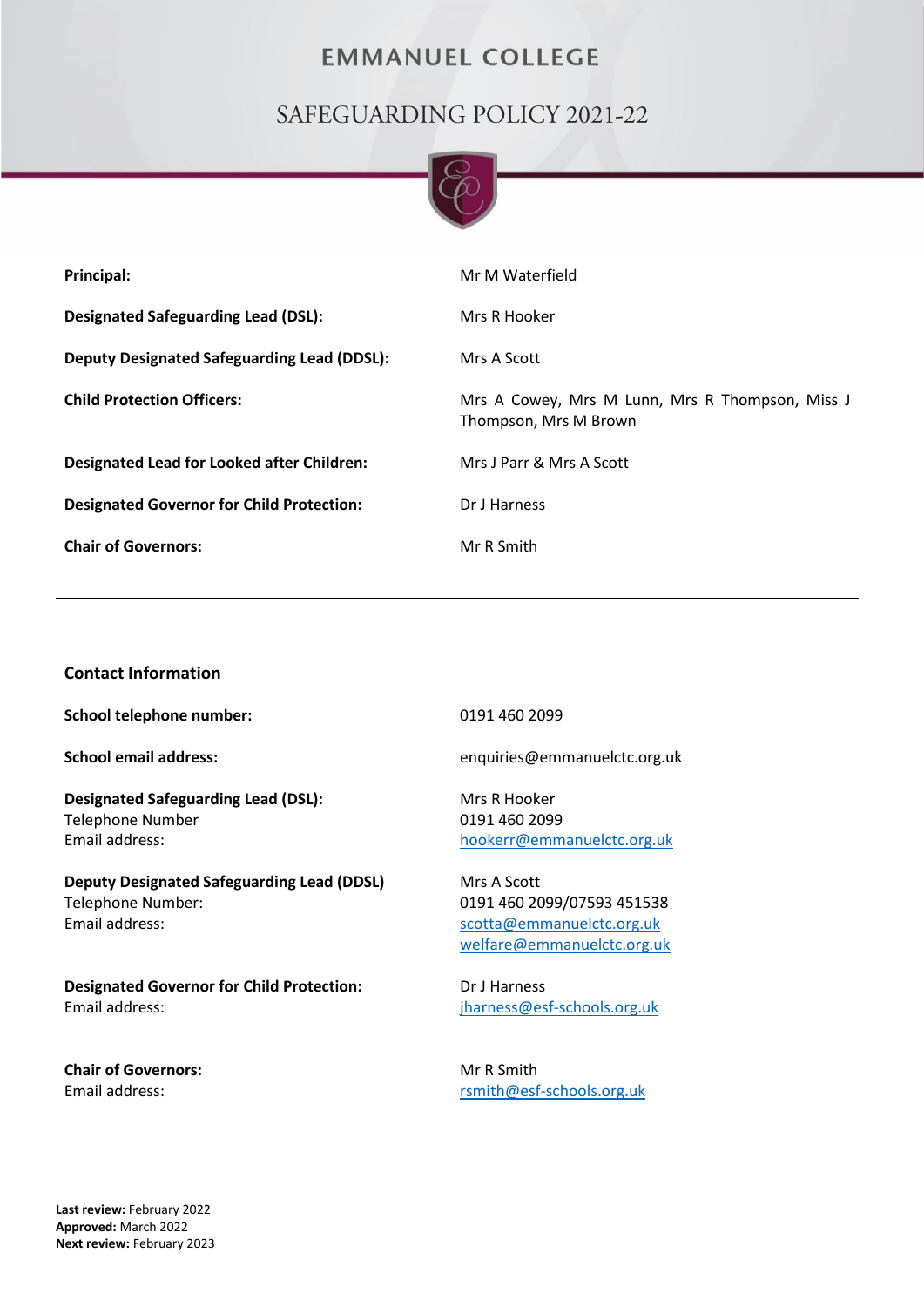# EMMANUEL COLLEGE

## SAFEGUARDING POLICY 2021-22

| | |
|---|---|
| **Principal:** | Mr M Waterfield |
| **Designated Safeguarding Lead (DSL):** | Mrs R Hooker |
| **Deputy Designated Safeguarding Lead (DDSL):** | Mrs A Scott |
| **Child Protection Officers:** | Mrs A Cowey, Mrs M Lunn, Mrs R Thompson, Miss J Thompson, Mrs M Brown |
| **Designated Lead for Looked after Children:** | Mrs J Parr & Mrs A Scott |
| **Designated Governor for Child Protection:** | Dr J Harness |
| **Chair of Governors:** | Mr R Smith |

---

### Contact Information

| | |
|---|---|
| **School telephone number:** | 0191 460 2099 |
| **School email address:** | enquiries@emmanuelctc.org.uk |
| **Designated Safeguarding Lead (DSL):**<br>Telephone Number<br>Email address: | Mrs R Hooker<br>0191 460 2099<br>hookerr@emmanuelctc.org.uk |
| **Deputy Designated Safeguarding Lead (DDSL)**<br>Telephone Number:<br>Email address: | Mrs A Scott<br>0191 460 2099/07593 451538<br>scotta@emmanuelctc.org.uk<br>welfare@emmanuelctc.org.uk |
| **Designated Governor for Child Protection:**<br>Email address: | Dr J Harness<br>jharness@esf-schools.org.uk |
| **Chair of Governors:**<br>Email address: | Mr R Smith<br>rsmith@esf-schools.org.uk |

**Last review:** February 2022
**Approved:** March 2022
**Next review:** February 2023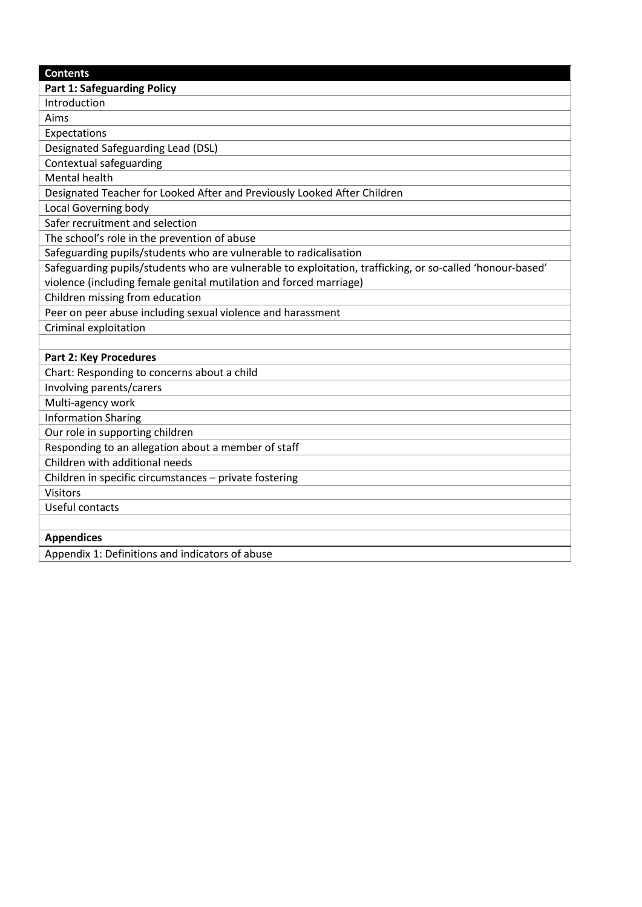| **Contents** |
| --- |
| **Part 1: Safeguarding Policy** |
| Introduction |
| Aims |
| Expectations |
| Designated Safeguarding Lead (DSL) |
| Contextual safeguarding |
| Mental health |
| Designated Teacher for Looked After and Previously Looked After Children |
| Local Governing body |
| Safer recruitment and selection |
| The school's role in the prevention of abuse |
| Safeguarding pupils/students who are vulnerable to radicalisation |
| Safeguarding pupils/students who are vulnerable to exploitation, trafficking, or so-called 'honour-based' violence (including female genital mutilation and forced marriage) |
| Children missing from education |
| Peer on peer abuse including sexual violence and harassment |
| Criminal exploitation |
| |
| **Part 2: Key Procedures** |
| Chart: Responding to concerns about a child |
| Involving parents/carers |
| Multi-agency work |
| Information Sharing |
| Our role in supporting children |
| Responding to an allegation about a member of staff |
| Children with additional needs |
| Children in specific circumstances – private fostering |
| Visitors |
| Useful contacts |
| |
| **Appendices** |
| Appendix 1: Definitions and indicators of abuse |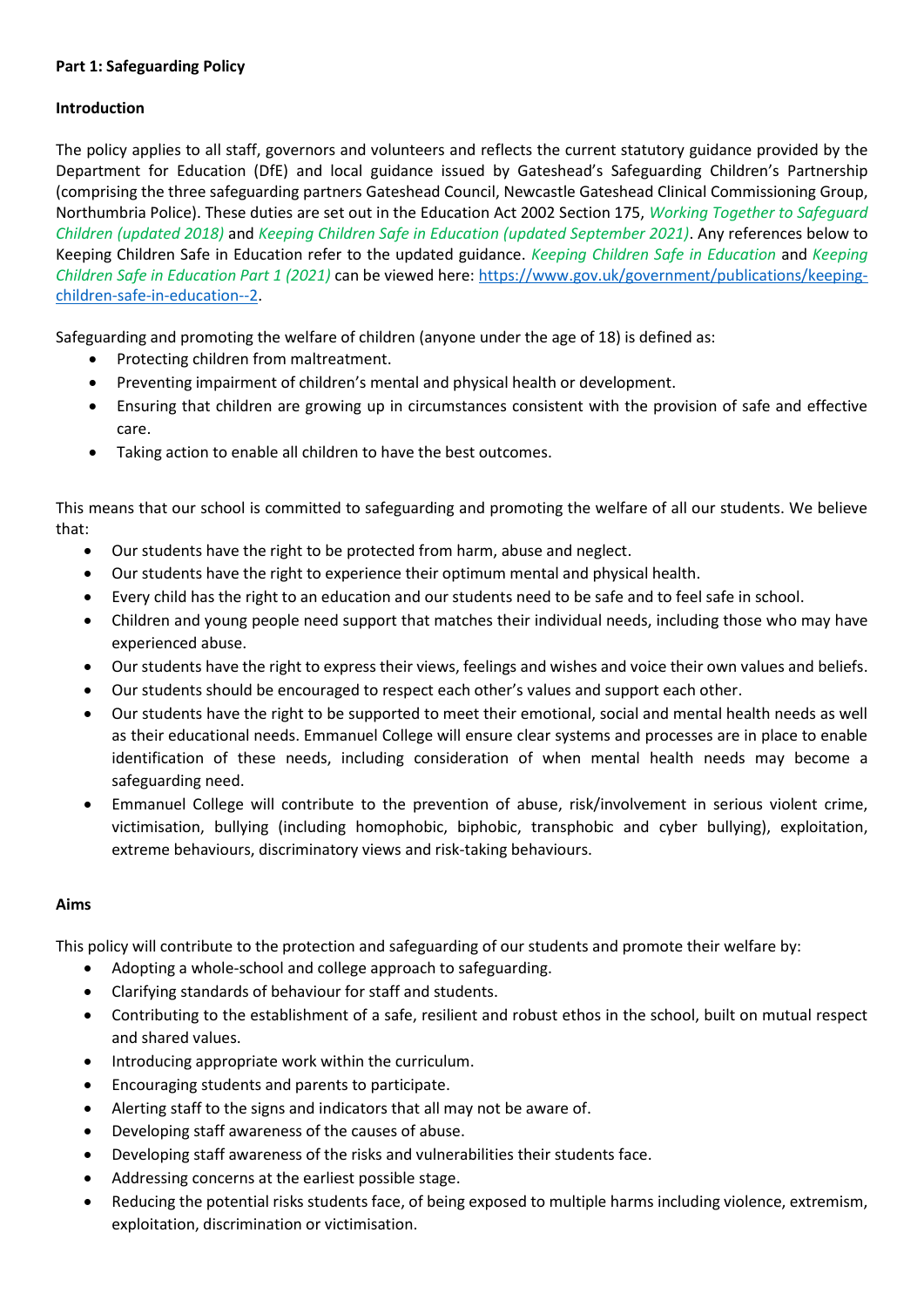**Part 1: Safeguarding Policy**

**Introduction**

The policy applies to all staff, governors and volunteers and reflects the current statutory guidance provided by the Department for Education (DfE) and local guidance issued by Gateshead's Safeguarding Children's Partnership (comprising the three safeguarding partners Gateshead Council, Newcastle Gateshead Clinical Commissioning Group, Northumbria Police). These duties are set out in the Education Act 2002 Section 175, *Working Together to Safeguard Children (updated 2018)* and *Keeping Children Safe in Education (updated September 2021)*. Any references below to Keeping Children Safe in Education refer to the updated guidance. *Keeping Children Safe in Education* and *Keeping Children Safe in Education Part 1 (2021)* can be viewed here: [https://www.gov.uk/government/publications/keeping-children-safe-in-education--2](https://www.gov.uk/government/publications/keeping-children-safe-in-education--2).

Safeguarding and promoting the welfare of children (anyone under the age of 18) is defined as:

- Protecting children from maltreatment.
- Preventing impairment of children's mental and physical health or development.
- Ensuring that children are growing up in circumstances consistent with the provision of safe and effective care.
- Taking action to enable all children to have the best outcomes.

This means that our school is committed to safeguarding and promoting the welfare of all our students. We believe that:

- Our students have the right to be protected from harm, abuse and neglect.
- Our students have the right to experience their optimum mental and physical health.
- Every child has the right to an education and our students need to be safe and to feel safe in school.
- Children and young people need support that matches their individual needs, including those who may have experienced abuse.
- Our students have the right to express their views, feelings and wishes and voice their own values and beliefs.
- Our students should be encouraged to respect each other's values and support each other.
- Our students have the right to be supported to meet their emotional, social and mental health needs as well as their educational needs. Emmanuel College will ensure clear systems and processes are in place to enable identification of these needs, including consideration of when mental health needs may become a safeguarding need.
- Emmanuel College will contribute to the prevention of abuse, risk/involvement in serious violent crime, victimisation, bullying (including homophobic, biphobic, transphobic and cyber bullying), exploitation, extreme behaviours, discriminatory views and risk-taking behaviours.

**Aims**

This policy will contribute to the protection and safeguarding of our students and promote their welfare by:

- Adopting a whole-school and college approach to safeguarding.
- Clarifying standards of behaviour for staff and students.
- Contributing to the establishment of a safe, resilient and robust ethos in the school, built on mutual respect and shared values.
- Introducing appropriate work within the curriculum.
- Encouraging students and parents to participate.
- Alerting staff to the signs and indicators that all may not be aware of.
- Developing staff awareness of the causes of abuse.
- Developing staff awareness of the risks and vulnerabilities their students face.
- Addressing concerns at the earliest possible stage.
- Reducing the potential risks students face, of being exposed to multiple harms including violence, extremism, exploitation, discrimination or victimisation.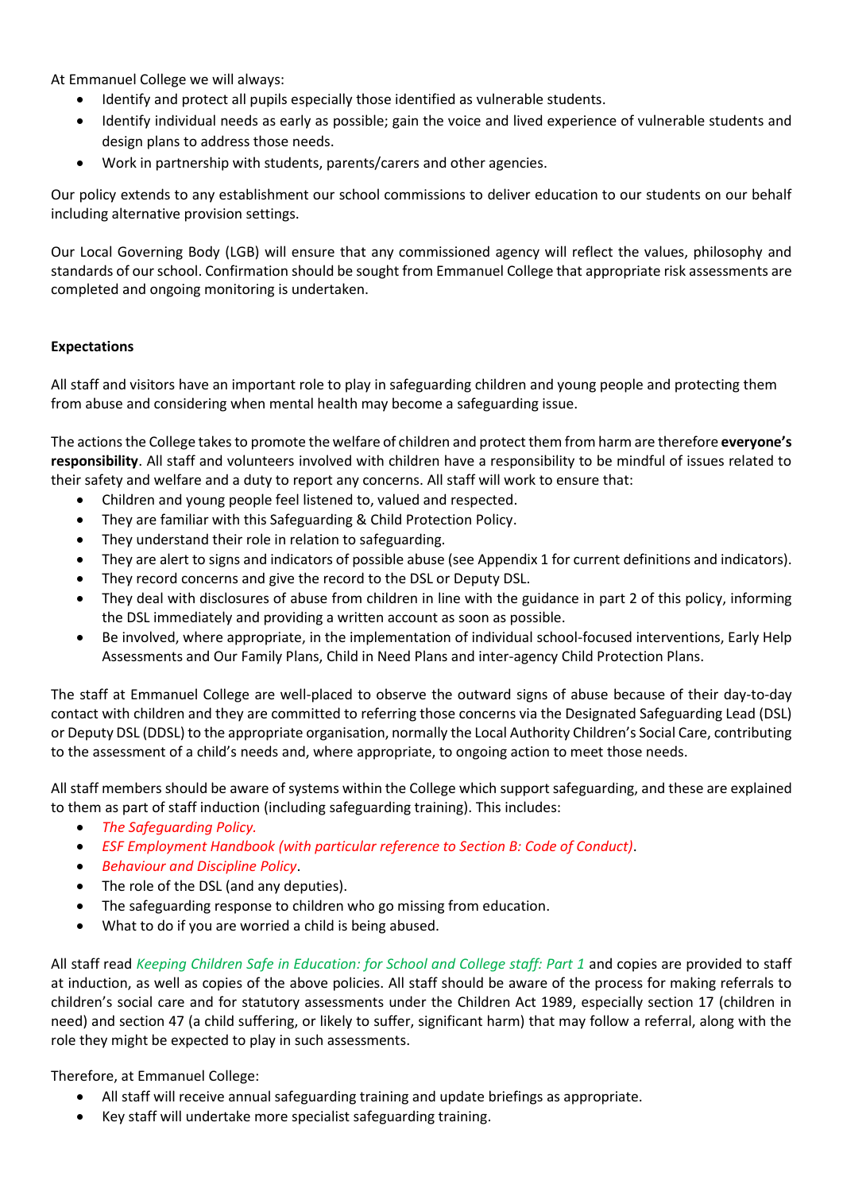At Emmanuel College we will always:

- Identify and protect all pupils especially those identified as vulnerable students.
- Identify individual needs as early as possible; gain the voice and lived experience of vulnerable students and design plans to address those needs.
- Work in partnership with students, parents/carers and other agencies.

Our policy extends to any establishment our school commissions to deliver education to our students on our behalf including alternative provision settings.

Our Local Governing Body (LGB) will ensure that any commissioned agency will reflect the values, philosophy and standards of our school. Confirmation should be sought from Emmanuel College that appropriate risk assessments are completed and ongoing monitoring is undertaken.

**Expectations**

All staff and visitors have an important role to play in safeguarding children and young people and protecting them from abuse and considering when mental health may become a safeguarding issue.

The actions the College takes to promote the welfare of children and protect them from harm are therefore **everyone's responsibility**. All staff and volunteers involved with children have a responsibility to be mindful of issues related to their safety and welfare and a duty to report any concerns. All staff will work to ensure that:

- Children and young people feel listened to, valued and respected.
- They are familiar with this Safeguarding & Child Protection Policy.
- They understand their role in relation to safeguarding.
- They are alert to signs and indicators of possible abuse (see Appendix 1 for current definitions and indicators).
- They record concerns and give the record to the DSL or Deputy DSL.
- They deal with disclosures of abuse from children in line with the guidance in part 2 of this policy, informing the DSL immediately and providing a written account as soon as possible.
- Be involved, where appropriate, in the implementation of individual school-focused interventions, Early Help Assessments and Our Family Plans, Child in Need Plans and inter-agency Child Protection Plans.

The staff at Emmanuel College are well-placed to observe the outward signs of abuse because of their day-to-day contact with children and they are committed to referring those concerns via the Designated Safeguarding Lead (DSL) or Deputy DSL (DDSL) to the appropriate organisation, normally the Local Authority Children's Social Care, contributing to the assessment of a child's needs and, where appropriate, to ongoing action to meet those needs.

All staff members should be aware of systems within the College which support safeguarding, and these are explained to them as part of staff induction (including safeguarding training). This includes:

- *The Safeguarding Policy.*
- *ESF Employment Handbook (with particular reference to Section B: Code of Conduct)*.
- *Behaviour and Discipline Policy*.
- The role of the DSL (and any deputies).
- The safeguarding response to children who go missing from education.
- What to do if you are worried a child is being abused.

All staff read *Keeping Children Safe in Education: for School and College staff: Part 1* and copies are provided to staff at induction, as well as copies of the above policies. All staff should be aware of the process for making referrals to children's social care and for statutory assessments under the Children Act 1989, especially section 17 (children in need) and section 47 (a child suffering, or likely to suffer, significant harm) that may follow a referral, along with the role they might be expected to play in such assessments.

Therefore, at Emmanuel College:

- All staff will receive annual safeguarding training and update briefings as appropriate.
- Key staff will undertake more specialist safeguarding training.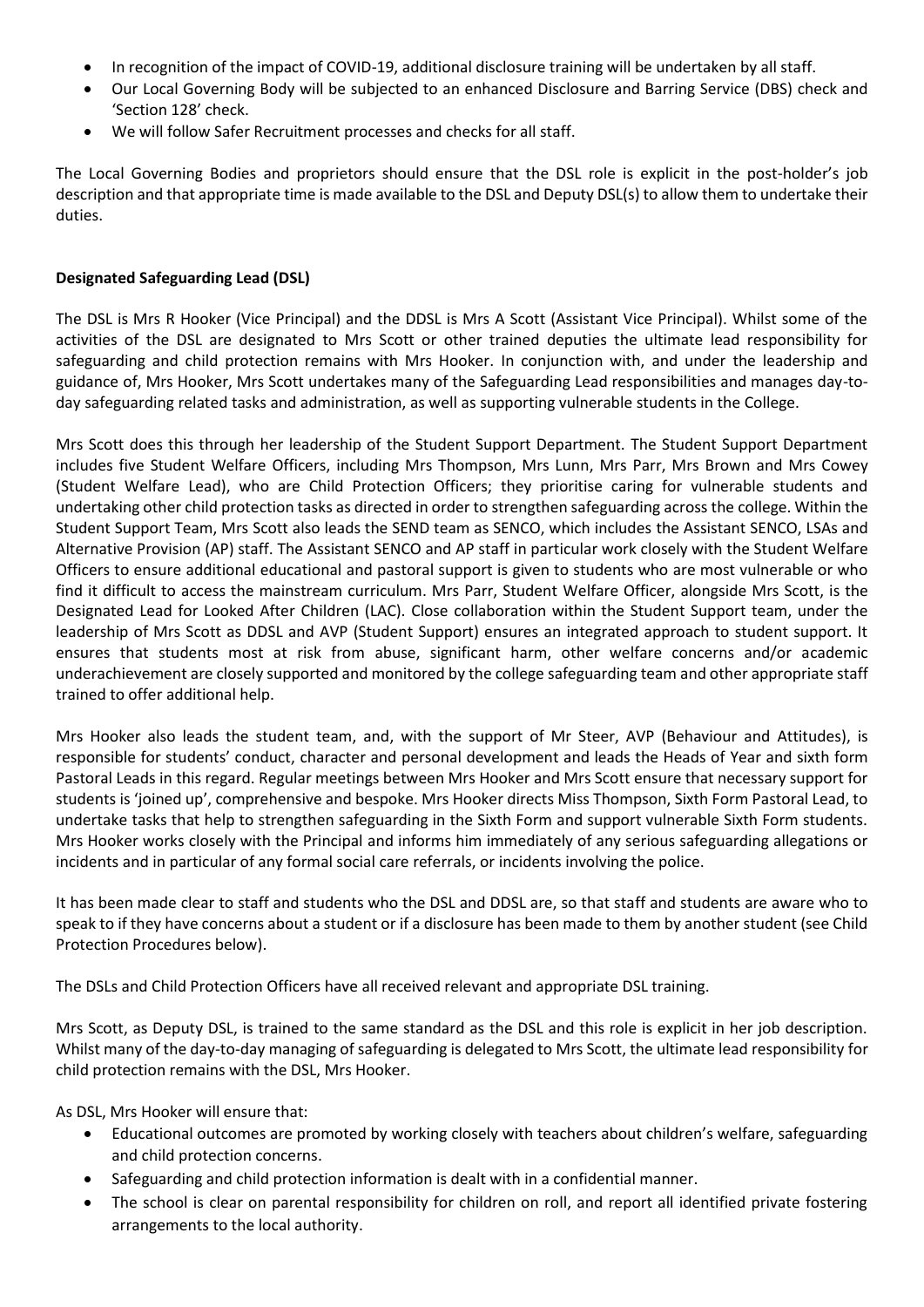- In recognition of the impact of COVID-19, additional disclosure training will be undertaken by all staff.
- Our Local Governing Body will be subjected to an enhanced Disclosure and Barring Service (DBS) check and 'Section 128' check.
- We will follow Safer Recruitment processes and checks for all staff.

The Local Governing Bodies and proprietors should ensure that the DSL role is explicit in the post-holder's job description and that appropriate time is made available to the DSL and Deputy DSL(s) to allow them to undertake their duties.

**Designated Safeguarding Lead (DSL)**

The DSL is Mrs R Hooker (Vice Principal) and the DDSL is Mrs A Scott (Assistant Vice Principal). Whilst some of the activities of the DSL are designated to Mrs Scott or other trained deputies the ultimate lead responsibility for safeguarding and child protection remains with Mrs Hooker. In conjunction with, and under the leadership and guidance of, Mrs Hooker, Mrs Scott undertakes many of the Safeguarding Lead responsibilities and manages day-to-day safeguarding related tasks and administration, as well as supporting vulnerable students in the College.

Mrs Scott does this through her leadership of the Student Support Department. The Student Support Department includes five Student Welfare Officers, including Mrs Thompson, Mrs Lunn, Mrs Parr, Mrs Brown and Mrs Cowey (Student Welfare Lead), who are Child Protection Officers; they prioritise caring for vulnerable students and undertaking other child protection tasks as directed in order to strengthen safeguarding across the college. Within the Student Support Team, Mrs Scott also leads the SEND team as SENCO, which includes the Assistant SENCO, LSAs and Alternative Provision (AP) staff. The Assistant SENCO and AP staff in particular work closely with the Student Welfare Officers to ensure additional educational and pastoral support is given to students who are most vulnerable or who find it difficult to access the mainstream curriculum. Mrs Parr, Student Welfare Officer, alongside Mrs Scott, is the Designated Lead for Looked After Children (LAC). Close collaboration within the Student Support team, under the leadership of Mrs Scott as DDSL and AVP (Student Support) ensures an integrated approach to student support. It ensures that students most at risk from abuse, significant harm, other welfare concerns and/or academic underachievement are closely supported and monitored by the college safeguarding team and other appropriate staff trained to offer additional help.

Mrs Hooker also leads the student team, and, with the support of Mr Steer, AVP (Behaviour and Attitudes), is responsible for students' conduct, character and personal development and leads the Heads of Year and sixth form Pastoral Leads in this regard. Regular meetings between Mrs Hooker and Mrs Scott ensure that necessary support for students is 'joined up', comprehensive and bespoke. Mrs Hooker directs Miss Thompson, Sixth Form Pastoral Lead, to undertake tasks that help to strengthen safeguarding in the Sixth Form and support vulnerable Sixth Form students. Mrs Hooker works closely with the Principal and informs him immediately of any serious safeguarding allegations or incidents and in particular of any formal social care referrals, or incidents involving the police.

It has been made clear to staff and students who the DSL and DDSL are, so that staff and students are aware who to speak to if they have concerns about a student or if a disclosure has been made to them by another student (see Child Protection Procedures below).

The DSLs and Child Protection Officers have all received relevant and appropriate DSL training.

Mrs Scott, as Deputy DSL, is trained to the same standard as the DSL and this role is explicit in her job description. Whilst many of the day-to-day managing of safeguarding is delegated to Mrs Scott, the ultimate lead responsibility for child protection remains with the DSL, Mrs Hooker.

As DSL, Mrs Hooker will ensure that:

- Educational outcomes are promoted by working closely with teachers about children's welfare, safeguarding and child protection concerns.
- Safeguarding and child protection information is dealt with in a confidential manner.
- The school is clear on parental responsibility for children on roll, and report all identified private fostering arrangements to the local authority.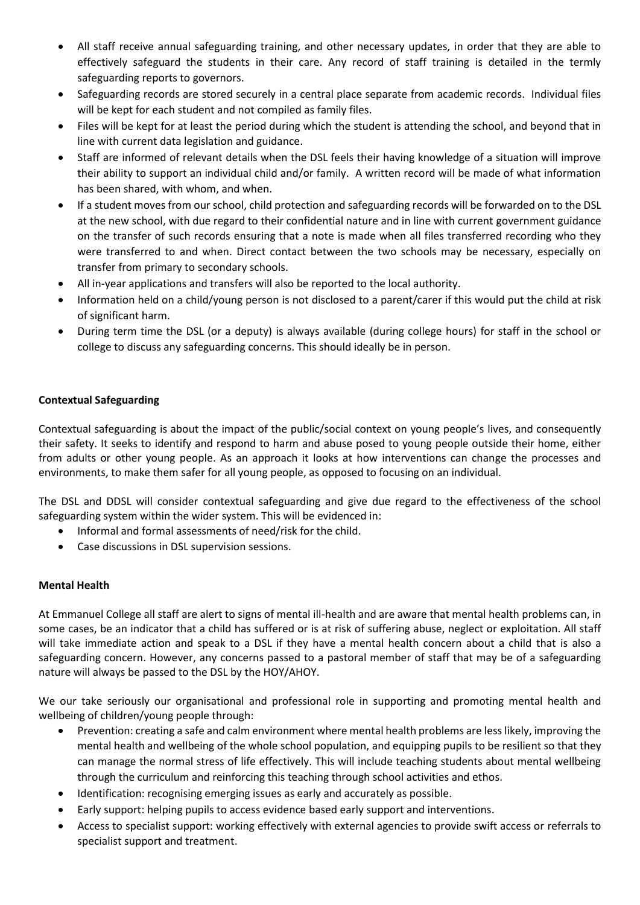- All staff receive annual safeguarding training, and other necessary updates, in order that they are able to effectively safeguard the students in their care. Any record of staff training is detailed in the termly safeguarding reports to governors.
- Safeguarding records are stored securely in a central place separate from academic records. Individual files will be kept for each student and not compiled as family files.
- Files will be kept for at least the period during which the student is attending the school, and beyond that in line with current data legislation and guidance.
- Staff are informed of relevant details when the DSL feels their having knowledge of a situation will improve their ability to support an individual child and/or family. A written record will be made of what information has been shared, with whom, and when.
- If a student moves from our school, child protection and safeguarding records will be forwarded on to the DSL at the new school, with due regard to their confidential nature and in line with current government guidance on the transfer of such records ensuring that a note is made when all files transferred recording who they were transferred to and when. Direct contact between the two schools may be necessary, especially on transfer from primary to secondary schools.
- All in-year applications and transfers will also be reported to the local authority.
- Information held on a child/young person is not disclosed to a parent/carer if this would put the child at risk of significant harm.
- During term time the DSL (or a deputy) is always available (during college hours) for staff in the school or college to discuss any safeguarding concerns. This should ideally be in person.

**Contextual Safeguarding**

Contextual safeguarding is about the impact of the public/social context on young people's lives, and consequently their safety. It seeks to identify and respond to harm and abuse posed to young people outside their home, either from adults or other young people. As an approach it looks at how interventions can change the processes and environments, to make them safer for all young people, as opposed to focusing on an individual.

The DSL and DDSL will consider contextual safeguarding and give due regard to the effectiveness of the school safeguarding system within the wider system. This will be evidenced in:

- Informal and formal assessments of need/risk for the child.
- Case discussions in DSL supervision sessions.

**Mental Health**

At Emmanuel College all staff are alert to signs of mental ill-health and are aware that mental health problems can, in some cases, be an indicator that a child has suffered or is at risk of suffering abuse, neglect or exploitation. All staff will take immediate action and speak to a DSL if they have a mental health concern about a child that is also a safeguarding concern. However, any concerns passed to a pastoral member of staff that may be of a safeguarding nature will always be passed to the DSL by the HOY/AHOY.

We our take seriously our organisational and professional role in supporting and promoting mental health and wellbeing of children/young people through:

- Prevention: creating a safe and calm environment where mental health problems are less likely, improving the mental health and wellbeing of the whole school population, and equipping pupils to be resilient so that they can manage the normal stress of life effectively. This will include teaching students about mental wellbeing through the curriculum and reinforcing this teaching through school activities and ethos.
- Identification: recognising emerging issues as early and accurately as possible.
- Early support: helping pupils to access evidence based early support and interventions.
- Access to specialist support: working effectively with external agencies to provide swift access or referrals to specialist support and treatment.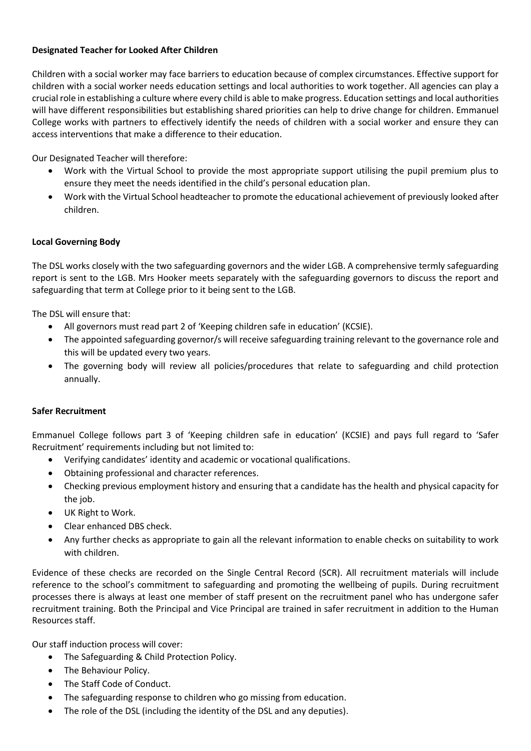**Designated Teacher for Looked After Children**

Children with a social worker may face barriers to education because of complex circumstances. Effective support for children with a social worker needs education settings and local authorities to work together. All agencies can play a crucial role in establishing a culture where every child is able to make progress. Education settings and local authorities will have different responsibilities but establishing shared priorities can help to drive change for children. Emmanuel College works with partners to effectively identify the needs of children with a social worker and ensure they can access interventions that make a difference to their education.

Our Designated Teacher will therefore:

- Work with the Virtual School to provide the most appropriate support utilising the pupil premium plus to ensure they meet the needs identified in the child's personal education plan.
- Work with the Virtual School headteacher to promote the educational achievement of previously looked after children.

**Local Governing Body**

The DSL works closely with the two safeguarding governors and the wider LGB. A comprehensive termly safeguarding report is sent to the LGB. Mrs Hooker meets separately with the safeguarding governors to discuss the report and safeguarding that term at College prior to it being sent to the LGB.

The DSL will ensure that:

- All governors must read part 2 of 'Keeping children safe in education' (KCSIE).
- The appointed safeguarding governor/s will receive safeguarding training relevant to the governance role and this will be updated every two years.
- The governing body will review all policies/procedures that relate to safeguarding and child protection annually.

**Safer Recruitment**

Emmanuel College follows part 3 of 'Keeping children safe in education' (KCSIE) and pays full regard to 'Safer Recruitment' requirements including but not limited to:

- Verifying candidates' identity and academic or vocational qualifications.
- Obtaining professional and character references.
- Checking previous employment history and ensuring that a candidate has the health and physical capacity for the job.
- UK Right to Work.
- Clear enhanced DBS check.
- Any further checks as appropriate to gain all the relevant information to enable checks on suitability to work with children.

Evidence of these checks are recorded on the Single Central Record (SCR). All recruitment materials will include reference to the school's commitment to safeguarding and promoting the wellbeing of pupils. During recruitment processes there is always at least one member of staff present on the recruitment panel who has undergone safer recruitment training. Both the Principal and Vice Principal are trained in safer recruitment in addition to the Human Resources staff.

Our staff induction process will cover:

- The Safeguarding & Child Protection Policy.
- The Behaviour Policy.
- The Staff Code of Conduct.
- The safeguarding response to children who go missing from education.
- The role of the DSL (including the identity of the DSL and any deputies).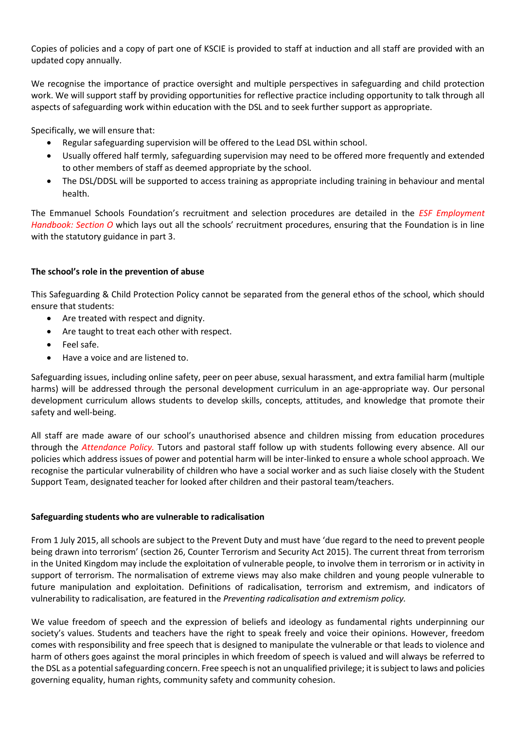Copies of policies and a copy of part one of KSCIE is provided to staff at induction and all staff are provided with an updated copy annually.

We recognise the importance of practice oversight and multiple perspectives in safeguarding and child protection work. We will support staff by providing opportunities for reflective practice including opportunity to talk through all aspects of safeguarding work within education with the DSL and to seek further support as appropriate.

Specifically, we will ensure that:

- Regular safeguarding supervision will be offered to the Lead DSL within school.
- Usually offered half termly, safeguarding supervision may need to be offered more frequently and extended to other members of staff as deemed appropriate by the school.
- The DSL/DDSL will be supported to access training as appropriate including training in behaviour and mental health.

The Emmanuel Schools Foundation's recruitment and selection procedures are detailed in the *ESF Employment Handbook: Section O* which lays out all the schools' recruitment procedures, ensuring that the Foundation is in line with the statutory guidance in part 3.

**The school's role in the prevention of abuse**

This Safeguarding & Child Protection Policy cannot be separated from the general ethos of the school, which should ensure that students:

- Are treated with respect and dignity.
- Are taught to treat each other with respect.
- Feel safe.
- Have a voice and are listened to.

Safeguarding issues, including online safety, peer on peer abuse, sexual harassment, and extra familial harm (multiple harms) will be addressed through the personal development curriculum in an age-appropriate way. Our personal development curriculum allows students to develop skills, concepts, attitudes, and knowledge that promote their safety and well-being.

All staff are made aware of our school's unauthorised absence and children missing from education procedures through the *Attendance Policy*. Tutors and pastoral staff follow up with students following every absence. All our policies which address issues of power and potential harm will be inter-linked to ensure a whole school approach. We recognise the particular vulnerability of children who have a social worker and as such liaise closely with the Student Support Team, designated teacher for looked after children and their pastoral team/teachers.

**Safeguarding students who are vulnerable to radicalisation**

From 1 July 2015, all schools are subject to the Prevent Duty and must have 'due regard to the need to prevent people being drawn into terrorism' (section 26, Counter Terrorism and Security Act 2015). The current threat from terrorism in the United Kingdom may include the exploitation of vulnerable people, to involve them in terrorism or in activity in support of terrorism. The normalisation of extreme views may also make children and young people vulnerable to future manipulation and exploitation. Definitions of radicalisation, terrorism and extremism, and indicators of vulnerability to radicalisation, are featured in the *Preventing radicalisation and extremism policy.*

We value freedom of speech and the expression of beliefs and ideology as fundamental rights underpinning our society's values. Students and teachers have the right to speak freely and voice their opinions. However, freedom comes with responsibility and free speech that is designed to manipulate the vulnerable or that leads to violence and harm of others goes against the moral principles in which freedom of speech is valued and will always be referred to the DSL as a potential safeguarding concern. Free speech is not an unqualified privilege; it is subject to laws and policies governing equality, human rights, community safety and community cohesion.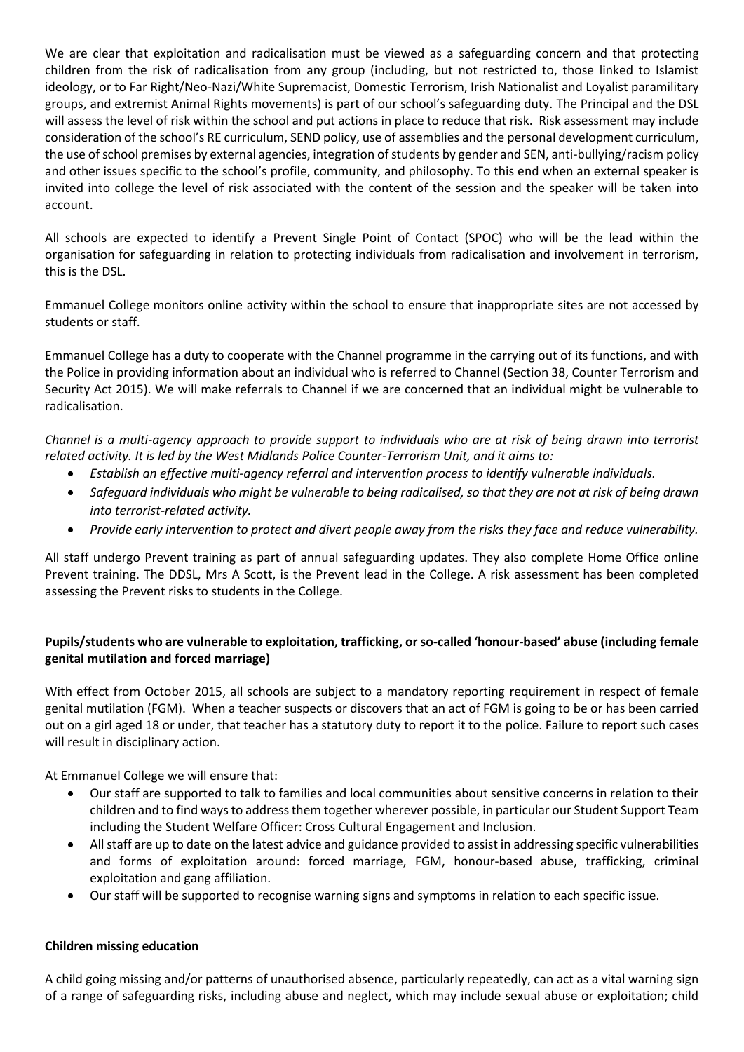We are clear that exploitation and radicalisation must be viewed as a safeguarding concern and that protecting children from the risk of radicalisation from any group (including, but not restricted to, those linked to Islamist ideology, or to Far Right/Neo-Nazi/White Supremacist, Domestic Terrorism, Irish Nationalist and Loyalist paramilitary groups, and extremist Animal Rights movements) is part of our school's safeguarding duty. The Principal and the DSL will assess the level of risk within the school and put actions in place to reduce that risk. Risk assessment may include consideration of the school's RE curriculum, SEND policy, use of assemblies and the personal development curriculum, the use of school premises by external agencies, integration of students by gender and SEN, anti-bullying/racism policy and other issues specific to the school's profile, community, and philosophy. To this end when an external speaker is invited into college the level of risk associated with the content of the session and the speaker will be taken into account.

All schools are expected to identify a Prevent Single Point of Contact (SPOC) who will be the lead within the organisation for safeguarding in relation to protecting individuals from radicalisation and involvement in terrorism, this is the DSL.

Emmanuel College monitors online activity within the school to ensure that inappropriate sites are not accessed by students or staff.

Emmanuel College has a duty to cooperate with the Channel programme in the carrying out of its functions, and with the Police in providing information about an individual who is referred to Channel (Section 38, Counter Terrorism and Security Act 2015). We will make referrals to Channel if we are concerned that an individual might be vulnerable to radicalisation.

*Channel is a multi-agency approach to provide support to individuals who are at risk of being drawn into terrorist related activity. It is led by the West Midlands Police Counter-Terrorism Unit, and it aims to:*

- *Establish an effective multi-agency referral and intervention process to identify vulnerable individuals.*
- *Safeguard individuals who might be vulnerable to being radicalised, so that they are not at risk of being drawn into terrorist-related activity.*
- *Provide early intervention to protect and divert people away from the risks they face and reduce vulnerability.*

All staff undergo Prevent training as part of annual safeguarding updates. They also complete Home Office online Prevent training. The DDSL, Mrs A Scott, is the Prevent lead in the College. A risk assessment has been completed assessing the Prevent risks to students in the College.

**Pupils/students who are vulnerable to exploitation, trafficking, or so-called 'honour-based' abuse (including female genital mutilation and forced marriage)**

With effect from October 2015, all schools are subject to a mandatory reporting requirement in respect of female genital mutilation (FGM). When a teacher suspects or discovers that an act of FGM is going to be or has been carried out on a girl aged 18 or under, that teacher has a statutory duty to report it to the police. Failure to report such cases will result in disciplinary action.

At Emmanuel College we will ensure that:

- Our staff are supported to talk to families and local communities about sensitive concerns in relation to their children and to find ways to address them together wherever possible, in particular our Student Support Team including the Student Welfare Officer: Cross Cultural Engagement and Inclusion.
- All staff are up to date on the latest advice and guidance provided to assist in addressing specific vulnerabilities and forms of exploitation around: forced marriage, FGM, honour-based abuse, trafficking, criminal exploitation and gang affiliation.
- Our staff will be supported to recognise warning signs and symptoms in relation to each specific issue.

**Children missing education**

A child going missing and/or patterns of unauthorised absence, particularly repeatedly, can act as a vital warning sign of a range of safeguarding risks, including abuse and neglect, which may include sexual abuse or exploitation; child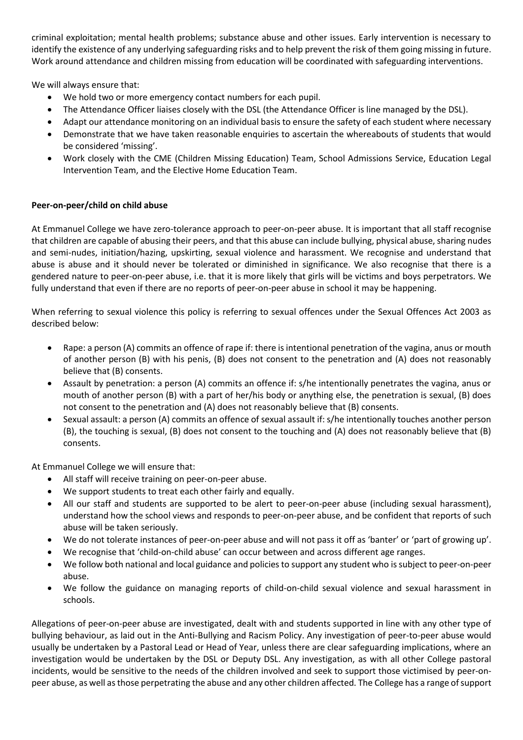criminal exploitation; mental health problems; substance abuse and other issues. Early intervention is necessary to identify the existence of any underlying safeguarding risks and to help prevent the risk of them going missing in future. Work around attendance and children missing from education will be coordinated with safeguarding interventions.

We will always ensure that:

- We hold two or more emergency contact numbers for each pupil.
- The Attendance Officer liaises closely with the DSL (the Attendance Officer is line managed by the DSL).
- Adapt our attendance monitoring on an individual basis to ensure the safety of each student where necessary
- Demonstrate that we have taken reasonable enquiries to ascertain the whereabouts of students that would be considered 'missing'.
- Work closely with the CME (Children Missing Education) Team, School Admissions Service, Education Legal Intervention Team, and the Elective Home Education Team.

**Peer-on-peer/child on child abuse**

At Emmanuel College we have zero-tolerance approach to peer-on-peer abuse. It is important that all staff recognise that children are capable of abusing their peers, and that this abuse can include bullying, physical abuse, sharing nudes and semi-nudes, initiation/hazing, upskirting, sexual violence and harassment. We recognise and understand that abuse is abuse and it should never be tolerated or diminished in significance. We also recognise that there is a gendered nature to peer-on-peer abuse, i.e. that it is more likely that girls will be victims and boys perpetrators. We fully understand that even if there are no reports of peer-on-peer abuse in school it may be happening.

When referring to sexual violence this policy is referring to sexual offences under the Sexual Offences Act 2003 as described below:

- Rape: a person (A) commits an offence of rape if: there is intentional penetration of the vagina, anus or mouth of another person (B) with his penis, (B) does not consent to the penetration and (A) does not reasonably believe that (B) consents.
- Assault by penetration: a person (A) commits an offence if: s/he intentionally penetrates the vagina, anus or mouth of another person (B) with a part of her/his body or anything else, the penetration is sexual, (B) does not consent to the penetration and (A) does not reasonably believe that (B) consents.
- Sexual assault: a person (A) commits an offence of sexual assault if: s/he intentionally touches another person (B), the touching is sexual, (B) does not consent to the touching and (A) does not reasonably believe that (B) consents.

At Emmanuel College we will ensure that:

- All staff will receive training on peer-on-peer abuse.
- We support students to treat each other fairly and equally.
- All our staff and students are supported to be alert to peer-on-peer abuse (including sexual harassment), understand how the school views and responds to peer-on-peer abuse, and be confident that reports of such abuse will be taken seriously.
- We do not tolerate instances of peer-on-peer abuse and will not pass it off as 'banter' or 'part of growing up'.
- We recognise that 'child-on-child abuse' can occur between and across different age ranges.
- We follow both national and local guidance and policies to support any student who is subject to peer-on-peer abuse.
- We follow the guidance on managing reports of child-on-child sexual violence and sexual harassment in schools.

Allegations of peer-on-peer abuse are investigated, dealt with and students supported in line with any other type of bullying behaviour, as laid out in the Anti-Bullying and Racism Policy. Any investigation of peer-to-peer abuse would usually be undertaken by a Pastoral Lead or Head of Year, unless there are clear safeguarding implications, where an investigation would be undertaken by the DSL or Deputy DSL. Any investigation, as with all other College pastoral incidents, would be sensitive to the needs of the children involved and seek to support those victimised by peer-on-peer abuse, as well as those perpetrating the abuse and any other children affected. The College has a range of support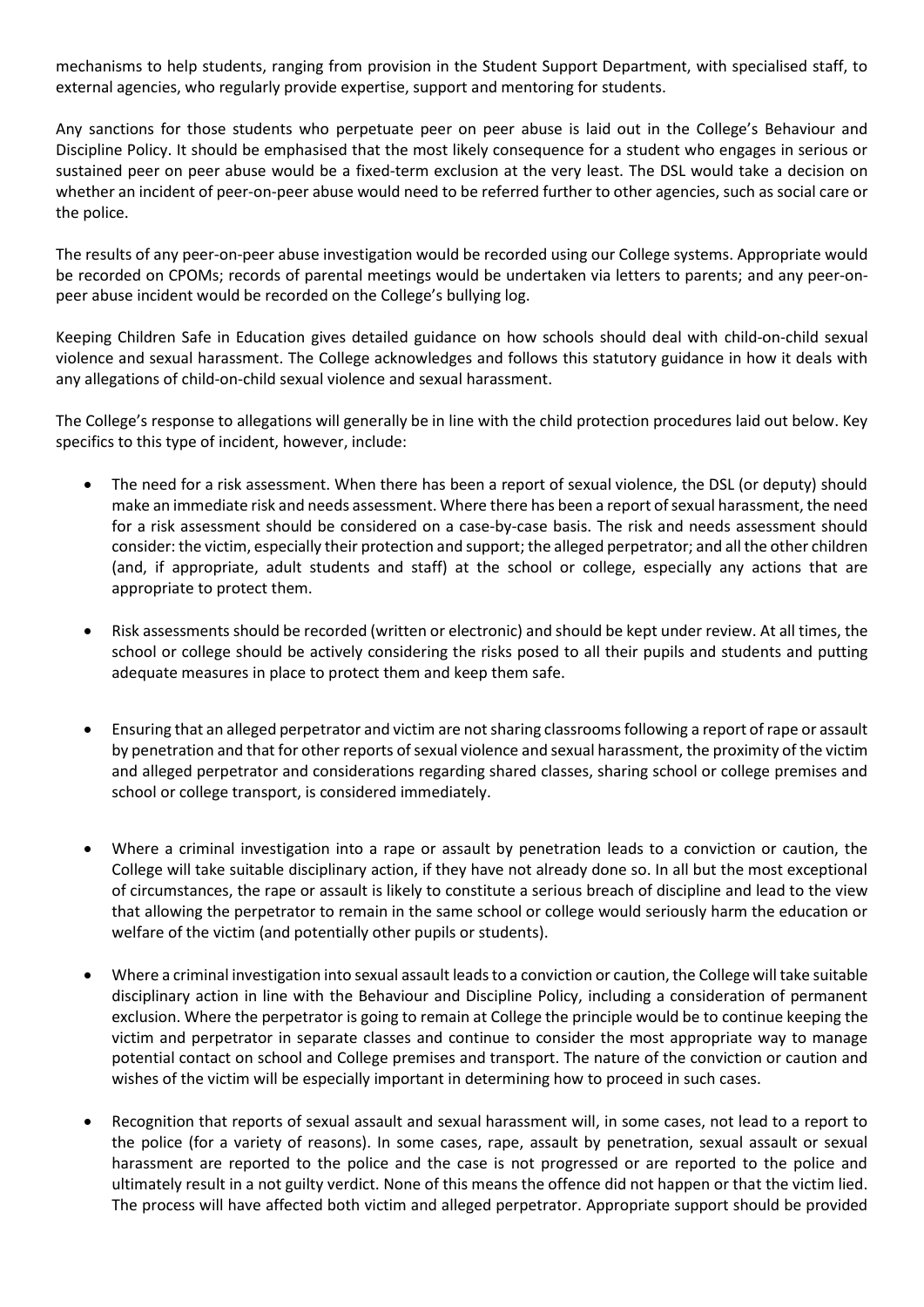mechanisms to help students, ranging from provision in the Student Support Department, with specialised staff, to external agencies, who regularly provide expertise, support and mentoring for students.

Any sanctions for those students who perpetuate peer on peer abuse is laid out in the College's Behaviour and Discipline Policy. It should be emphasised that the most likely consequence for a student who engages in serious or sustained peer on peer abuse would be a fixed-term exclusion at the very least. The DSL would take a decision on whether an incident of peer-on-peer abuse would need to be referred further to other agencies, such as social care or the police.

The results of any peer-on-peer abuse investigation would be recorded using our College systems. Appropriate would be recorded on CPOMs; records of parental meetings would be undertaken via letters to parents; and any peer-on-peer abuse incident would be recorded on the College's bullying log.

Keeping Children Safe in Education gives detailed guidance on how schools should deal with child-on-child sexual violence and sexual harassment. The College acknowledges and follows this statutory guidance in how it deals with any allegations of child-on-child sexual violence and sexual harassment.

The College's response to allegations will generally be in line with the child protection procedures laid out below. Key specifics to this type of incident, however, include:

- The need for a risk assessment. When there has been a report of sexual violence, the DSL (or deputy) should make an immediate risk and needs assessment. Where there has been a report of sexual harassment, the need for a risk assessment should be considered on a case-by-case basis. The risk and needs assessment should consider: the victim, especially their protection and support; the alleged perpetrator; and all the other children (and, if appropriate, adult students and staff) at the school or college, especially any actions that are appropriate to protect them.

- Risk assessments should be recorded (written or electronic) and should be kept under review. At all times, the school or college should be actively considering the risks posed to all their pupils and students and putting adequate measures in place to protect them and keep them safe.

- Ensuring that an alleged perpetrator and victim are not sharing classrooms following a report of rape or assault by penetration and that for other reports of sexual violence and sexual harassment, the proximity of the victim and alleged perpetrator and considerations regarding shared classes, sharing school or college premises and school or college transport, is considered immediately.

- Where a criminal investigation into a rape or assault by penetration leads to a conviction or caution, the College will take suitable disciplinary action, if they have not already done so. In all but the most exceptional of circumstances, the rape or assault is likely to constitute a serious breach of discipline and lead to the view that allowing the perpetrator to remain in the same school or college would seriously harm the education or welfare of the victim (and potentially other pupils or students).

- Where a criminal investigation into sexual assault leads to a conviction or caution, the College will take suitable disciplinary action in line with the Behaviour and Discipline Policy, including a consideration of permanent exclusion. Where the perpetrator is going to remain at College the principle would be to continue keeping the victim and perpetrator in separate classes and continue to consider the most appropriate way to manage potential contact on school and College premises and transport. The nature of the conviction or caution and wishes of the victim will be especially important in determining how to proceed in such cases.

- Recognition that reports of sexual assault and sexual harassment will, in some cases, not lead to a report to the police (for a variety of reasons). In some cases, rape, assault by penetration, sexual assault or sexual harassment are reported to the police and the case is not progressed or are reported to the police and ultimately result in a not guilty verdict. None of this means the offence did not happen or that the victim lied. The process will have affected both victim and alleged perpetrator. Appropriate support should be provided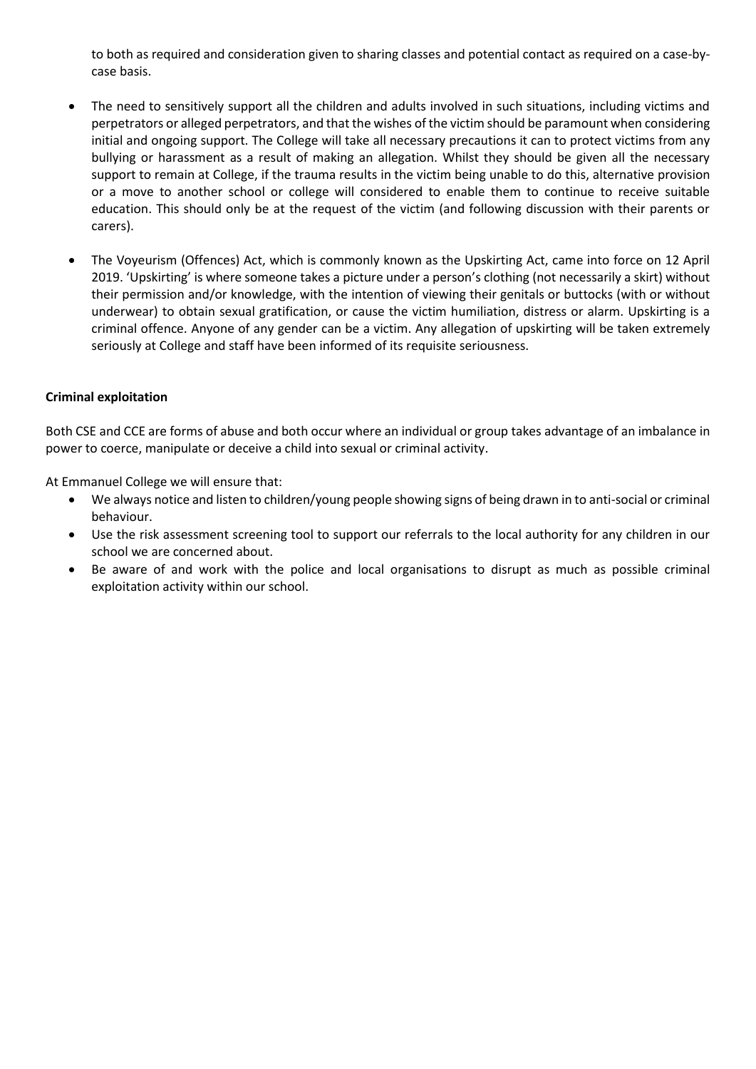to both as required and consideration given to sharing classes and potential contact as required on a case-by-case basis.

- The need to sensitively support all the children and adults involved in such situations, including victims and perpetrators or alleged perpetrators, and that the wishes of the victim should be paramount when considering initial and ongoing support. The College will take all necessary precautions it can to protect victims from any bullying or harassment as a result of making an allegation. Whilst they should be given all the necessary support to remain at College, if the trauma results in the victim being unable to do this, alternative provision or a move to another school or college will considered to enable them to continue to receive suitable education. This should only be at the request of the victim (and following discussion with their parents or carers).

- The Voyeurism (Offences) Act, which is commonly known as the Upskirting Act, came into force on 12 April 2019. 'Upskirting' is where someone takes a picture under a person's clothing (not necessarily a skirt) without their permission and/or knowledge, with the intention of viewing their genitals or buttocks (with or without underwear) to obtain sexual gratification, or cause the victim humiliation, distress or alarm. Upskirting is a criminal offence. Anyone of any gender can be a victim. Any allegation of upskirting will be taken extremely seriously at College and staff have been informed of its requisite seriousness.

**Criminal exploitation**

Both CSE and CCE are forms of abuse and both occur where an individual or group takes advantage of an imbalance in power to coerce, manipulate or deceive a child into sexual or criminal activity.

At Emmanuel College we will ensure that:

- We always notice and listen to children/young people showing signs of being drawn in to anti-social or criminal behaviour.
- Use the risk assessment screening tool to support our referrals to the local authority for any children in our school we are concerned about.
- Be aware of and work with the police and local organisations to disrupt as much as possible criminal exploitation activity within our school.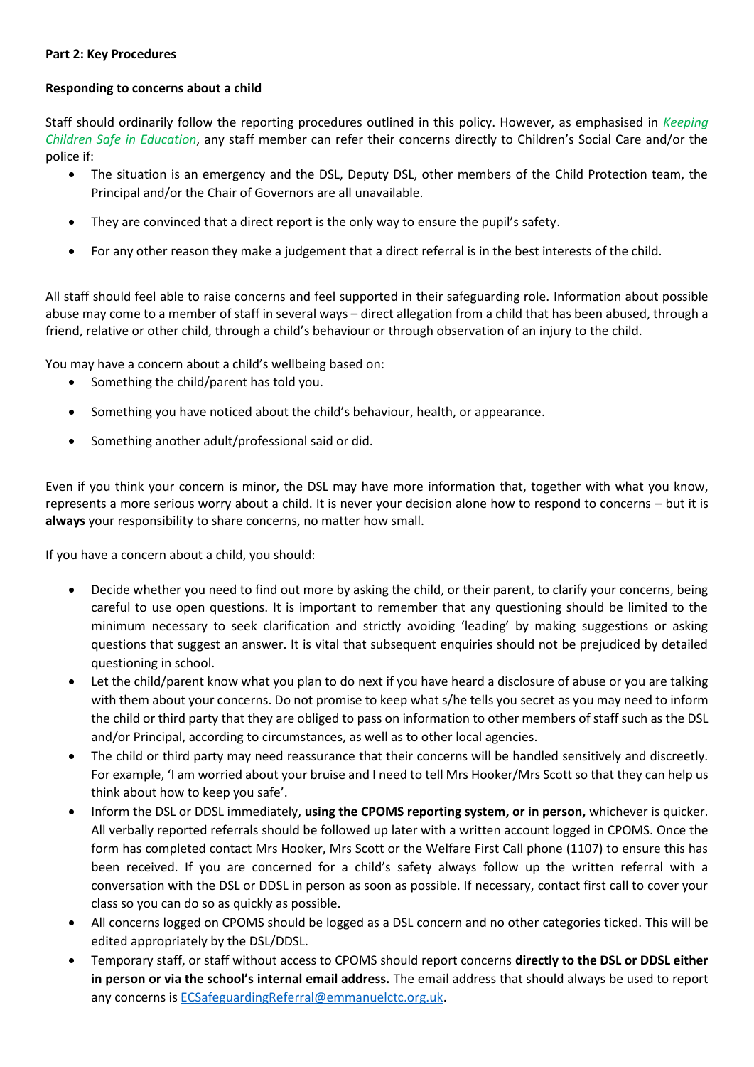**Part 2: Key Procedures**

**Responding to concerns about a child**

Staff should ordinarily follow the reporting procedures outlined in this policy. However, as emphasised in *Keeping Children Safe in Education*, any staff member can refer their concerns directly to Children's Social Care and/or the police if:

- The situation is an emergency and the DSL, Deputy DSL, other members of the Child Protection team, the Principal and/or the Chair of Governors are all unavailable.
- They are convinced that a direct report is the only way to ensure the pupil's safety.
- For any other reason they make a judgement that a direct referral is in the best interests of the child.

All staff should feel able to raise concerns and feel supported in their safeguarding role. Information about possible abuse may come to a member of staff in several ways – direct allegation from a child that has been abused, through a friend, relative or other child, through a child's behaviour or through observation of an injury to the child.

You may have a concern about a child's wellbeing based on:

- Something the child/parent has told you.
- Something you have noticed about the child's behaviour, health, or appearance.
- Something another adult/professional said or did.

Even if you think your concern is minor, the DSL may have more information that, together with what you know, represents a more serious worry about a child. It is never your decision alone how to respond to concerns – but it is **always** your responsibility to share concerns, no matter how small.

If you have a concern about a child, you should:

- Decide whether you need to find out more by asking the child, or their parent, to clarify your concerns, being careful to use open questions. It is important to remember that any questioning should be limited to the minimum necessary to seek clarification and strictly avoiding 'leading' by making suggestions or asking questions that suggest an answer. It is vital that subsequent enquiries should not be prejudiced by detailed questioning in school.
- Let the child/parent know what you plan to do next if you have heard a disclosure of abuse or you are talking with them about your concerns. Do not promise to keep what s/he tells you secret as you may need to inform the child or third party that they are obliged to pass on information to other members of staff such as the DSL and/or Principal, according to circumstances, as well as to other local agencies.
- The child or third party may need reassurance that their concerns will be handled sensitively and discreetly. For example, 'I am worried about your bruise and I need to tell Mrs Hooker/Mrs Scott so that they can help us think about how to keep you safe'.
- Inform the DSL or DDSL immediately, **using the CPOMS reporting system, or in person,** whichever is quicker. All verbally reported referrals should be followed up later with a written account logged in CPOMS. Once the form has completed contact Mrs Hooker, Mrs Scott or the Welfare First Call phone (1107) to ensure this has been received. If you are concerned for a child's safety always follow up the written referral with a conversation with the DSL or DDSL in person as soon as possible. If necessary, contact first call to cover your class so you can do so as quickly as possible.
- All concerns logged on CPOMS should be logged as a DSL concern and no other categories ticked. This will be edited appropriately by the DSL/DDSL.
- Temporary staff, or staff without access to CPOMS should report concerns **directly to the DSL or DDSL either in person or via the school's internal email address.** The email address that should always be used to report any concerns is ECSafeguardingReferral@emmanuelctc.org.uk.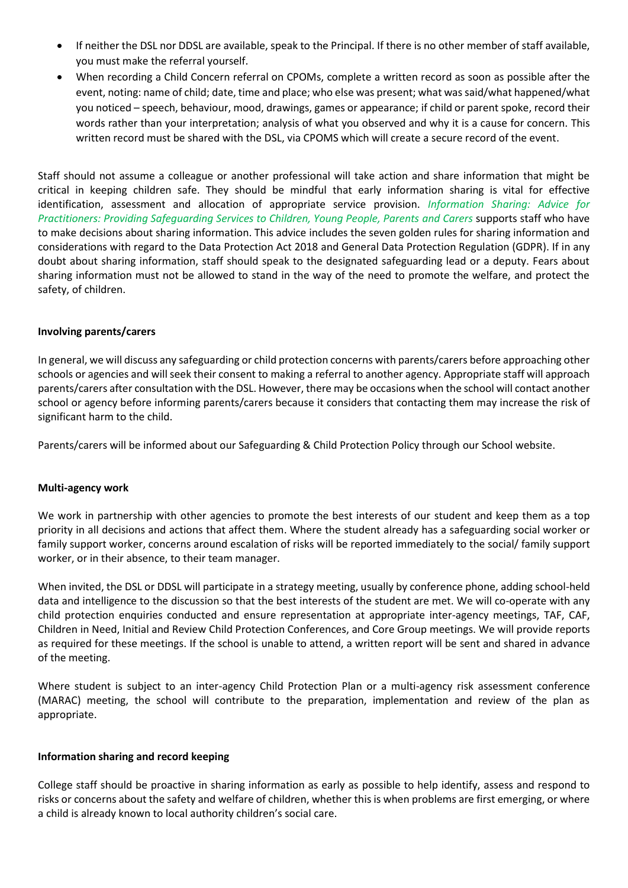- If neither the DSL nor DDSL are available, speak to the Principal. If there is no other member of staff available, you must make the referral yourself.
- When recording a Child Concern referral on CPOMs, complete a written record as soon as possible after the event, noting: name of child; date, time and place; who else was present; what was said/what happened/what you noticed – speech, behaviour, mood, drawings, games or appearance; if child or parent spoke, record their words rather than your interpretation; analysis of what you observed and why it is a cause for concern. This written record must be shared with the DSL, via CPOMS which will create a secure record of the event.

Staff should not assume a colleague or another professional will take action and share information that might be critical in keeping children safe. They should be mindful that early information sharing is vital for effective identification, assessment and allocation of appropriate service provision. *Information Sharing: Advice for Practitioners: Providing Safeguarding Services to Children, Young People, Parents and Carers* supports staff who have to make decisions about sharing information. This advice includes the seven golden rules for sharing information and considerations with regard to the Data Protection Act 2018 and General Data Protection Regulation (GDPR). If in any doubt about sharing information, staff should speak to the designated safeguarding lead or a deputy. Fears about sharing information must not be allowed to stand in the way of the need to promote the welfare, and protect the safety, of children.

**Involving parents/carers**

In general, we will discuss any safeguarding or child protection concerns with parents/carers before approaching other schools or agencies and will seek their consent to making a referral to another agency. Appropriate staff will approach parents/carers after consultation with the DSL. However, there may be occasions when the school will contact another school or agency before informing parents/carers because it considers that contacting them may increase the risk of significant harm to the child.

Parents/carers will be informed about our Safeguarding & Child Protection Policy through our School website.

**Multi-agency work**

We work in partnership with other agencies to promote the best interests of our student and keep them as a top priority in all decisions and actions that affect them. Where the student already has a safeguarding social worker or family support worker, concerns around escalation of risks will be reported immediately to the social/ family support worker, or in their absence, to their team manager.

When invited, the DSL or DDSL will participate in a strategy meeting, usually by conference phone, adding school-held data and intelligence to the discussion so that the best interests of the student are met. We will co-operate with any child protection enquiries conducted and ensure representation at appropriate inter-agency meetings, TAF, CAF, Children in Need, Initial and Review Child Protection Conferences, and Core Group meetings. We will provide reports as required for these meetings. If the school is unable to attend, a written report will be sent and shared in advance of the meeting.

Where student is subject to an inter-agency Child Protection Plan or a multi-agency risk assessment conference (MARAC) meeting, the school will contribute to the preparation, implementation and review of the plan as appropriate.

**Information sharing and record keeping**

College staff should be proactive in sharing information as early as possible to help identify, assess and respond to risks or concerns about the safety and welfare of children, whether this is when problems are first emerging, or where a child is already known to local authority children's social care.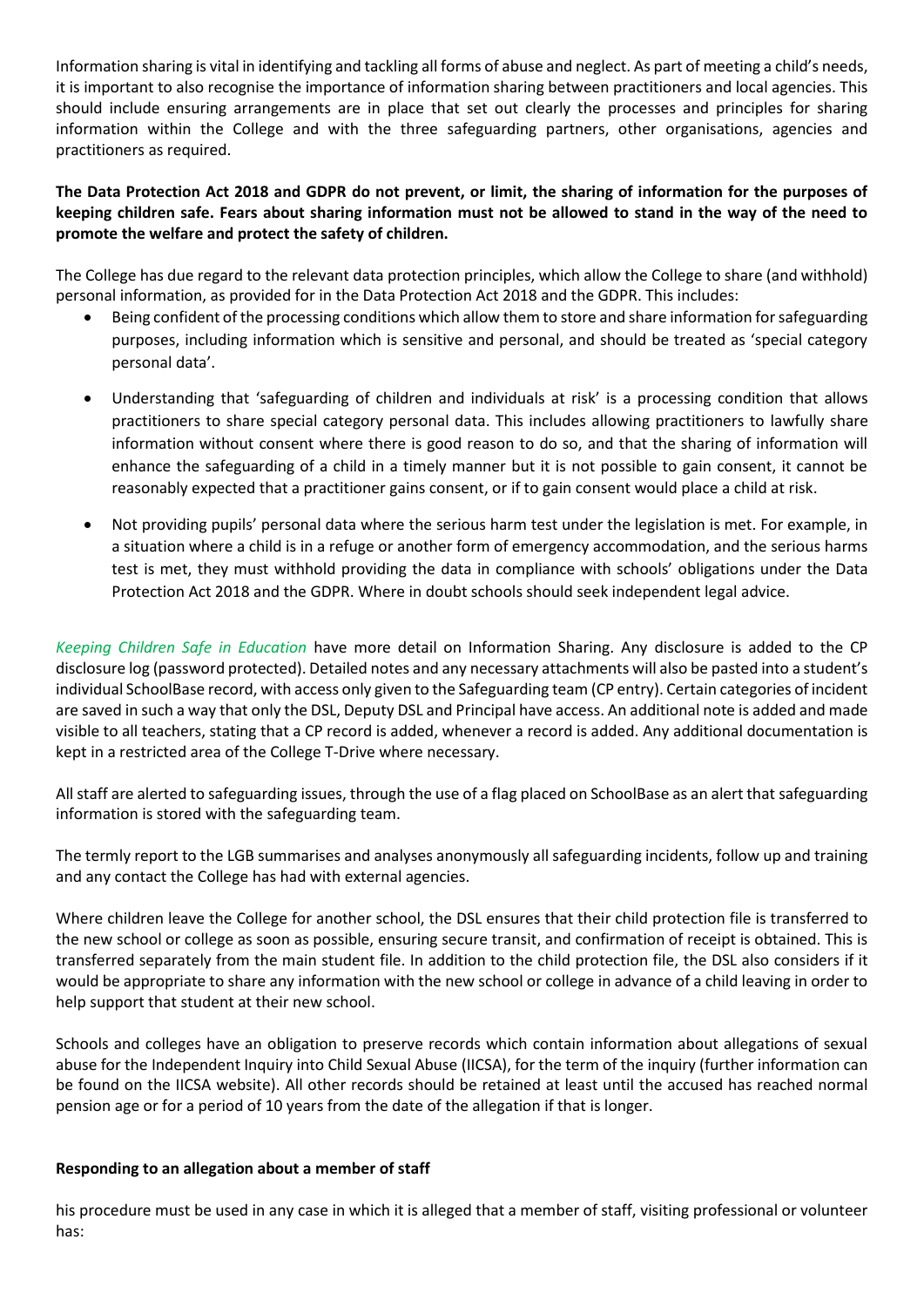Information sharing is vital in identifying and tackling all forms of abuse and neglect. As part of meeting a child's needs, it is important to also recognise the importance of information sharing between practitioners and local agencies. This should include ensuring arrangements are in place that set out clearly the processes and principles for sharing information within the College and with the three safeguarding partners, other organisations, agencies and practitioners as required.

**The Data Protection Act 2018 and GDPR do not prevent, or limit, the sharing of information for the purposes of keeping children safe. Fears about sharing information must not be allowed to stand in the way of the need to promote the welfare and protect the safety of children.**

The College has due regard to the relevant data protection principles, which allow the College to share (and withhold) personal information, as provided for in the Data Protection Act 2018 and the GDPR. This includes:

- Being confident of the processing conditions which allow them to store and share information for safeguarding purposes, including information which is sensitive and personal, and should be treated as 'special category personal data'.
- Understanding that 'safeguarding of children and individuals at risk' is a processing condition that allows practitioners to share special category personal data. This includes allowing practitioners to lawfully share information without consent where there is good reason to do so, and that the sharing of information will enhance the safeguarding of a child in a timely manner but it is not possible to gain consent, it cannot be reasonably expected that a practitioner gains consent, or if to gain consent would place a child at risk.
- Not providing pupils' personal data where the serious harm test under the legislation is met. For example, in a situation where a child is in a refuge or another form of emergency accommodation, and the serious harms test is met, they must withhold providing the data in compliance with schools' obligations under the Data Protection Act 2018 and the GDPR. Where in doubt schools should seek independent legal advice.

*Keeping Children Safe in Education* have more detail on Information Sharing. Any disclosure is added to the CP disclosure log (password protected). Detailed notes and any necessary attachments will also be pasted into a student's individual SchoolBase record, with access only given to the Safeguarding team (CP entry). Certain categories of incident are saved in such a way that only the DSL, Deputy DSL and Principal have access. An additional note is added and made visible to all teachers, stating that a CP record is added, whenever a record is added. Any additional documentation is kept in a restricted area of the College T-Drive where necessary.

All staff are alerted to safeguarding issues, through the use of a flag placed on SchoolBase as an alert that safeguarding information is stored with the safeguarding team.

The termly report to the LGB summarises and analyses anonymously all safeguarding incidents, follow up and training and any contact the College has had with external agencies.

Where children leave the College for another school, the DSL ensures that their child protection file is transferred to the new school or college as soon as possible, ensuring secure transit, and confirmation of receipt is obtained. This is transferred separately from the main student file. In addition to the child protection file, the DSL also considers if it would be appropriate to share any information with the new school or college in advance of a child leaving in order to help support that student at their new school.

Schools and colleges have an obligation to preserve records which contain information about allegations of sexual abuse for the Independent Inquiry into Child Sexual Abuse (IICSA), for the term of the inquiry (further information can be found on the IICSA website). All other records should be retained at least until the accused has reached normal pension age or for a period of 10 years from the date of the allegation if that is longer.

**Responding to an allegation about a member of staff**

his procedure must be used in any case in which it is alleged that a member of staff, visiting professional or volunteer has: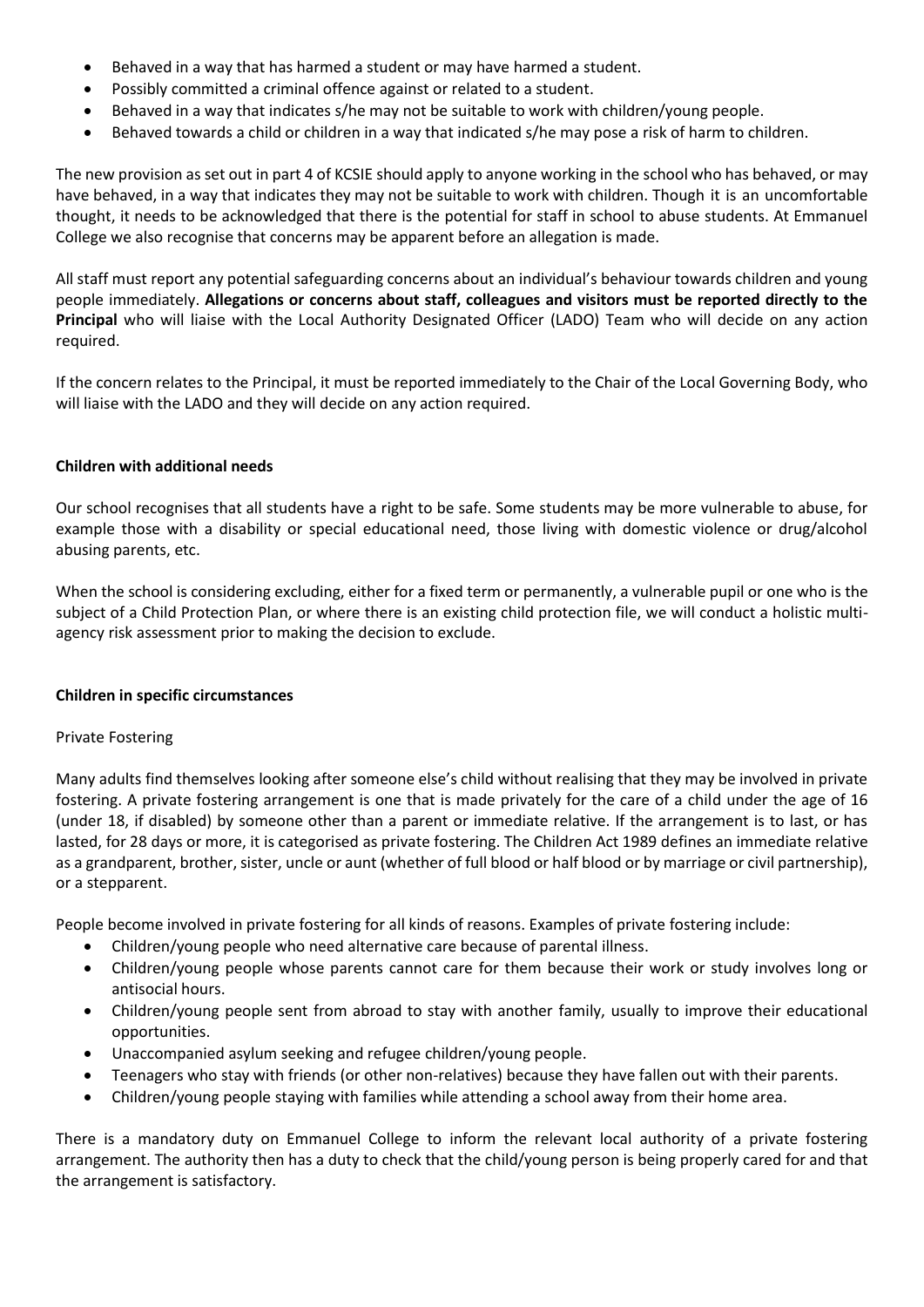- Behaved in a way that has harmed a student or may have harmed a student.
- Possibly committed a criminal offence against or related to a student.
- Behaved in a way that indicates s/he may not be suitable to work with children/young people.
- Behaved towards a child or children in a way that indicated s/he may pose a risk of harm to children.

The new provision as set out in part 4 of KCSIE should apply to anyone working in the school who has behaved, or may have behaved, in a way that indicates they may not be suitable to work with children. Though it is an uncomfortable thought, it needs to be acknowledged that there is the potential for staff in school to abuse students. At Emmanuel College we also recognise that concerns may be apparent before an allegation is made.

All staff must report any potential safeguarding concerns about an individual's behaviour towards children and young people immediately. **Allegations or concerns about staff, colleagues and visitors must be reported directly to the Principal** who will liaise with the Local Authority Designated Officer (LADO) Team who will decide on any action required.

If the concern relates to the Principal, it must be reported immediately to the Chair of the Local Governing Body, who will liaise with the LADO and they will decide on any action required.

**Children with additional needs**

Our school recognises that all students have a right to be safe. Some students may be more vulnerable to abuse, for example those with a disability or special educational need, those living with domestic violence or drug/alcohol abusing parents, etc.

When the school is considering excluding, either for a fixed term or permanently, a vulnerable pupil or one who is the subject of a Child Protection Plan, or where there is an existing child protection file, we will conduct a holistic multi-agency risk assessment prior to making the decision to exclude.

**Children in specific circumstances**

Private Fostering

Many adults find themselves looking after someone else's child without realising that they may be involved in private fostering. A private fostering arrangement is one that is made privately for the care of a child under the age of 16 (under 18, if disabled) by someone other than a parent or immediate relative. If the arrangement is to last, or has lasted, for 28 days or more, it is categorised as private fostering. The Children Act 1989 defines an immediate relative as a grandparent, brother, sister, uncle or aunt (whether of full blood or half blood or by marriage or civil partnership), or a stepparent.

People become involved in private fostering for all kinds of reasons. Examples of private fostering include:

- Children/young people who need alternative care because of parental illness.
- Children/young people whose parents cannot care for them because their work or study involves long or antisocial hours.
- Children/young people sent from abroad to stay with another family, usually to improve their educational opportunities.
- Unaccompanied asylum seeking and refugee children/young people.
- Teenagers who stay with friends (or other non-relatives) because they have fallen out with their parents.
- Children/young people staying with families while attending a school away from their home area.

There is a mandatory duty on Emmanuel College to inform the relevant local authority of a private fostering arrangement. The authority then has a duty to check that the child/young person is being properly cared for and that the arrangement is satisfactory.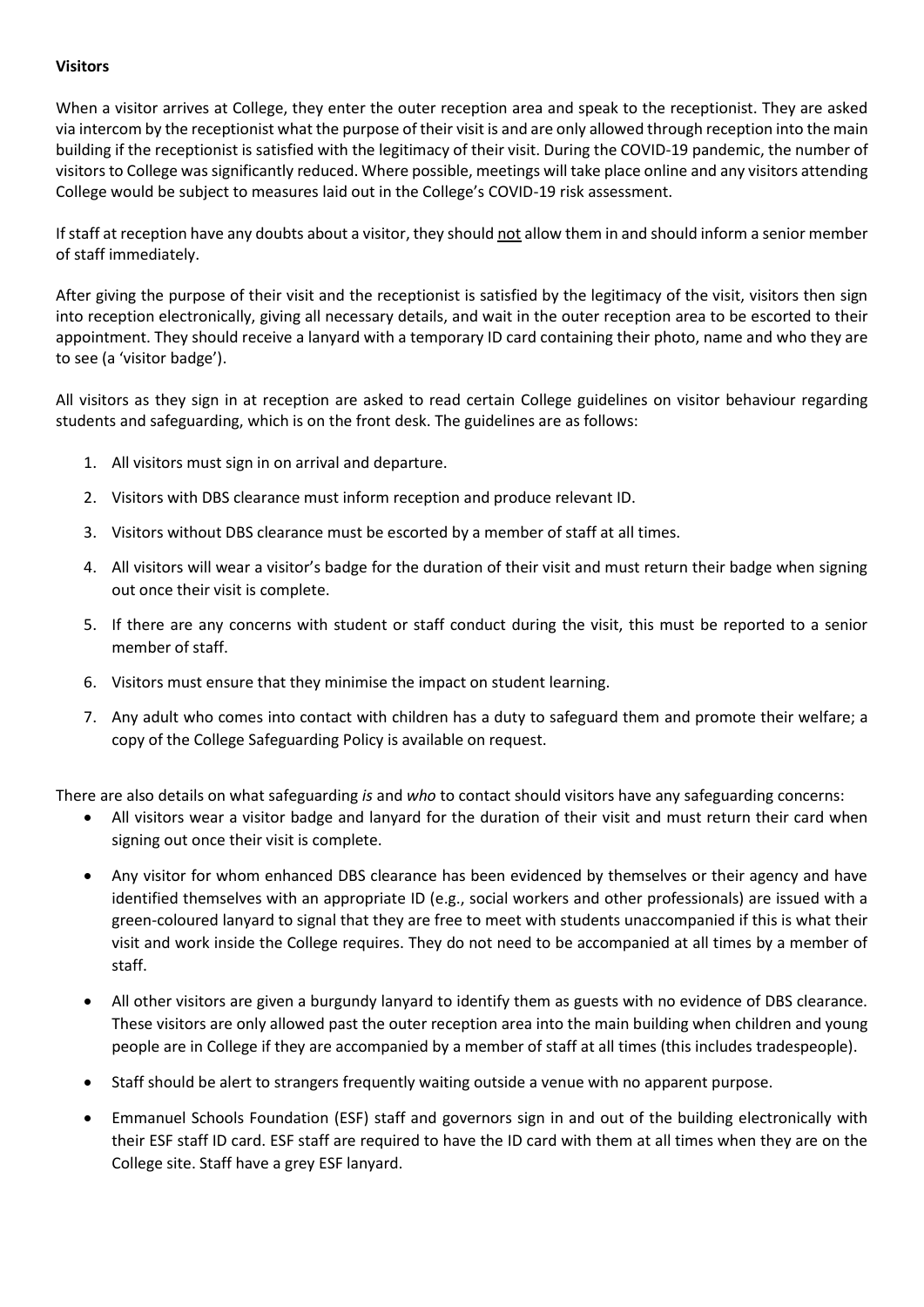**Visitors**

When a visitor arrives at College, they enter the outer reception area and speak to the receptionist. They are asked via intercom by the receptionist what the purpose of their visit is and are only allowed through reception into the main building if the receptionist is satisfied with the legitimacy of their visit. During the COVID-19 pandemic, the number of visitors to College was significantly reduced. Where possible, meetings will take place online and any visitors attending College would be subject to measures laid out in the College's COVID-19 risk assessment.

If staff at reception have any doubts about a visitor, they should <u>not</u> allow them in and should inform a senior member of staff immediately.

After giving the purpose of their visit and the receptionist is satisfied by the legitimacy of the visit, visitors then sign into reception electronically, giving all necessary details, and wait in the outer reception area to be escorted to their appointment. They should receive a lanyard with a temporary ID card containing their photo, name and who they are to see (a 'visitor badge').

All visitors as they sign in at reception are asked to read certain College guidelines on visitor behaviour regarding students and safeguarding, which is on the front desk. The guidelines are as follows:

1. All visitors must sign in on arrival and departure.
2. Visitors with DBS clearance must inform reception and produce relevant ID.
3. Visitors without DBS clearance must be escorted by a member of staff at all times.
4. All visitors will wear a visitor's badge for the duration of their visit and must return their badge when signing out once their visit is complete.
5. If there are any concerns with student or staff conduct during the visit, this must be reported to a senior member of staff.
6. Visitors must ensure that they minimise the impact on student learning.
7. Any adult who comes into contact with children has a duty to safeguard them and promote their welfare; a copy of the College Safeguarding Policy is available on request.

There are also details on what safeguarding *is* and *who* to contact should visitors have any safeguarding concerns:

- All visitors wear a visitor badge and lanyard for the duration of their visit and must return their card when signing out once their visit is complete.
- Any visitor for whom enhanced DBS clearance has been evidenced by themselves or their agency and have identified themselves with an appropriate ID (e.g., social workers and other professionals) are issued with a green-coloured lanyard to signal that they are free to meet with students unaccompanied if this is what their visit and work inside the College requires. They do not need to be accompanied at all times by a member of staff.
- All other visitors are given a burgundy lanyard to identify them as guests with no evidence of DBS clearance. These visitors are only allowed past the outer reception area into the main building when children and young people are in College if they are accompanied by a member of staff at all times (this includes tradespeople).
- Staff should be alert to strangers frequently waiting outside a venue with no apparent purpose.
- Emmanuel Schools Foundation (ESF) staff and governors sign in and out of the building electronically with their ESF staff ID card. ESF staff are required to have the ID card with them at all times when they are on the College site. Staff have a grey ESF lanyard.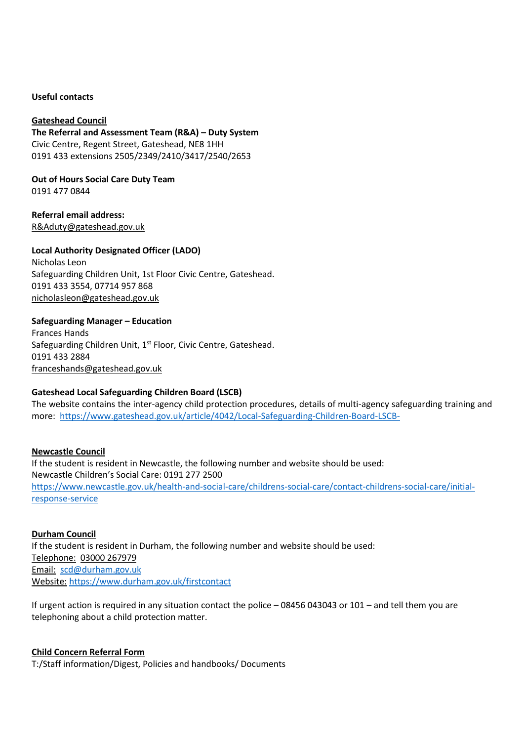**Useful contacts**

**Gateshead Council**
**The Referral and Assessment Team (R&A) – Duty System**
Civic Centre, Regent Street, Gateshead, NE8 1HH
0191 433 extensions 2505/2349/2410/3417/2540/2653

**Out of Hours Social Care Duty Team**
0191 477 0844

**Referral email address:**
R&Aduty@gateshead.gov.uk

**Local Authority Designated Officer (LADO)**
Nicholas Leon
Safeguarding Children Unit, 1st Floor Civic Centre, Gateshead.
0191 433 3554, 07714 957 868
nicholasleon@gateshead.gov.uk

**Safeguarding Manager – Education**
Frances Hands
Safeguarding Children Unit, 1st Floor, Civic Centre, Gateshead.
0191 433 2884
franceshands@gateshead.gov.uk

**Gateshead Local Safeguarding Children Board (LSCB)**
The website contains the inter-agency child protection procedures, details of multi-agency safeguarding training and more: https://www.gateshead.gov.uk/article/4042/Local-Safeguarding-Children-Board-LSCB-

**Newcastle Council**
If the student is resident in Newcastle, the following number and website should be used:
Newcastle Children's Social Care: 0191 277 2500
https://www.newcastle.gov.uk/health-and-social-care/childrens-social-care/contact-childrens-social-care/initial-response-service

**Durham Council**
If the student is resident in Durham, the following number and website should be used:
Telephone: 03000 267979
Email: scd@durham.gov.uk
Website: https://www.durham.gov.uk/firstcontact

If urgent action is required in any situation contact the police – 08456 043043 or 101 – and tell them you are telephoning about a child protection matter.

**Child Concern Referral Form**
T:/Staff information/Digest, Policies and handbooks/ Documents